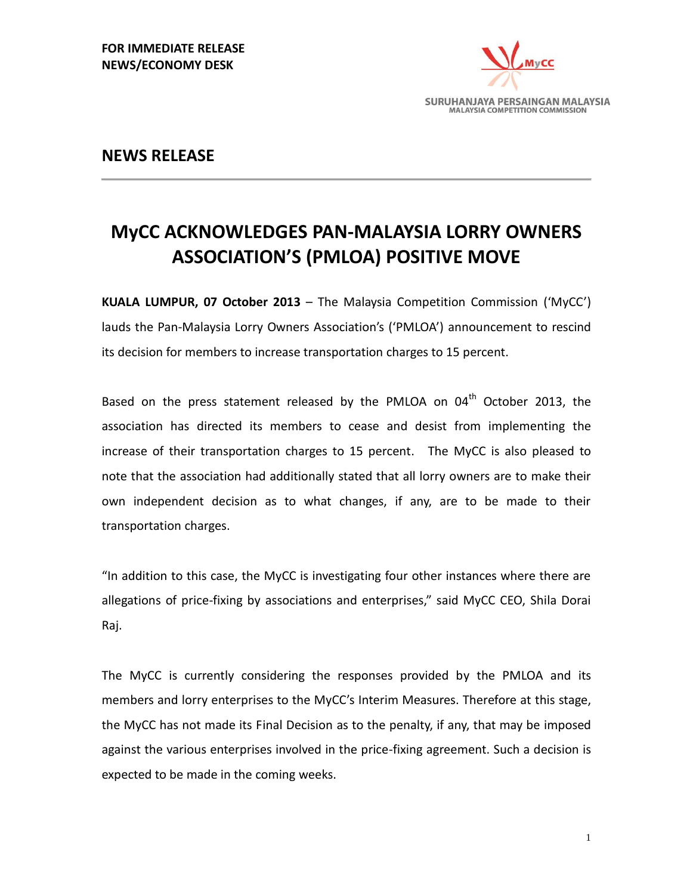**FOR IMMEDIATE RELEASE**
**NEWS/ECONOMY DESK**

SURUHANJAYA PERSAINGAN MALAYSIA
MALAYSIA COMPETITION COMMISSION

## NEWS RELEASE

# MyCC ACKNOWLEDGES PAN-MALAYSIA LORRY OWNERS ASSOCIATION'S (PMLOA) POSITIVE MOVE

**KUALA LUMPUR, 07 October 2013** – The Malaysia Competition Commission ('MyCC') lauds the Pan-Malaysia Lorry Owners Association's ('PMLOA') announcement to rescind its decision for members to increase transportation charges to 15 percent.

Based on the press statement released by the PMLOA on 04th October 2013, the association has directed its members to cease and desist from implementing the increase of their transportation charges to 15 percent. The MyCC is also pleased to note that the association had additionally stated that all lorry owners are to make their own independent decision as to what changes, if any, are to be made to their transportation charges.

"In addition to this case, the MyCC is investigating four other instances where there are allegations of price-fixing by associations and enterprises," said MyCC CEO, Shila Dorai Raj.

The MyCC is currently considering the responses provided by the PMLOA and its members and lorry enterprises to the MyCC's Interim Measures. Therefore at this stage, the MyCC has not made its Final Decision as to the penalty, if any, that may be imposed against the various enterprises involved in the price-fixing agreement. Such a decision is expected to be made in the coming weeks.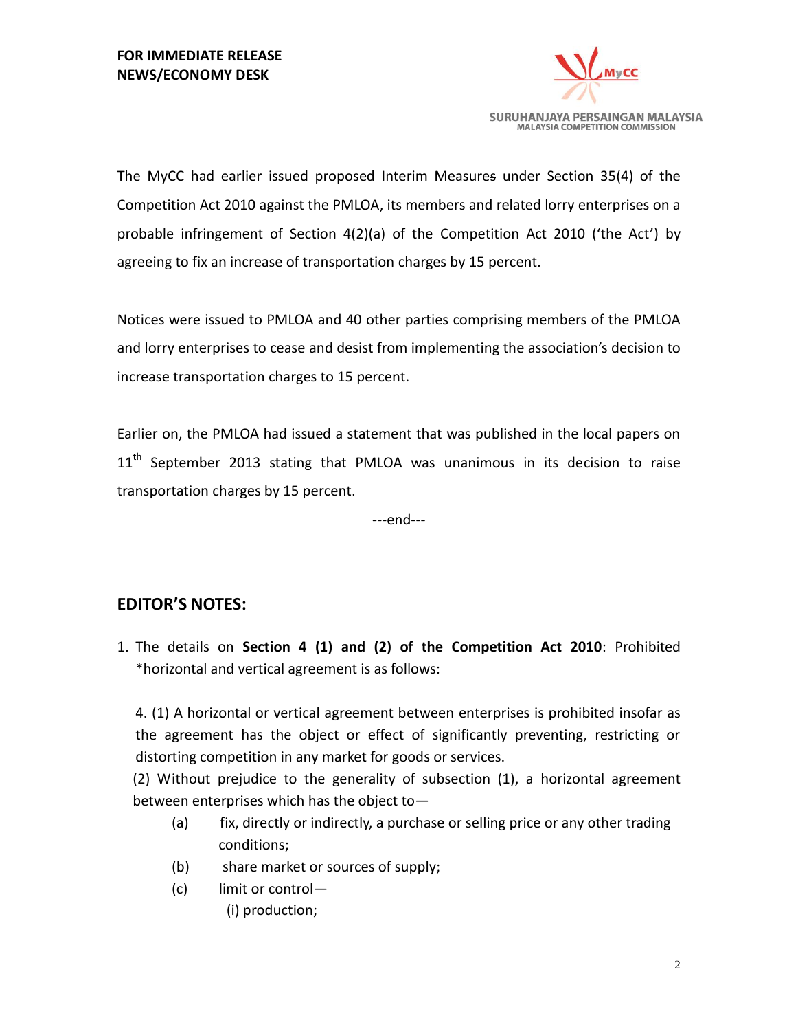**FOR IMMEDIATE RELEASE**
**NEWS/ECONOMY DESK**

SURUHANJAYA PERSAINGAN MALAYSIA
MALAYSIA COMPETITION COMMISSION

The MyCC had earlier issued proposed Interim Measures under Section 35(4) of the Competition Act 2010 against the PMLOA, its members and related lorry enterprises on a probable infringement of Section 4(2)(a) of the Competition Act 2010 ('the Act') by agreeing to fix an increase of transportation charges by 15 percent.

Notices were issued to PMLOA and 40 other parties comprising members of the PMLOA and lorry enterprises to cease and desist from implementing the association's decision to increase transportation charges to 15 percent.

Earlier on, the PMLOA had issued a statement that was published in the local papers on 11th September 2013 stating that PMLOA was unanimous in its decision to raise transportation charges by 15 percent.

---end---

## EDITOR'S NOTES:

1. The details on **Section 4 (1) and (2) of the Competition Act 2010**: Prohibited *horizontal and vertical agreement is as follows:

   4. (1) A horizontal or vertical agreement between enterprises is prohibited insofar as the agreement has the object or effect of significantly preventing, restricting or distorting competition in any market for goods or services.

   (2) Without prejudice to the generality of subsection (1), a horizontal agreement between enterprises which has the object to—

   (a) fix, directly or indirectly, a purchase or selling price or any other trading conditions;

   (b) share market or sources of supply;

   (c) limit or control—

   (i) production;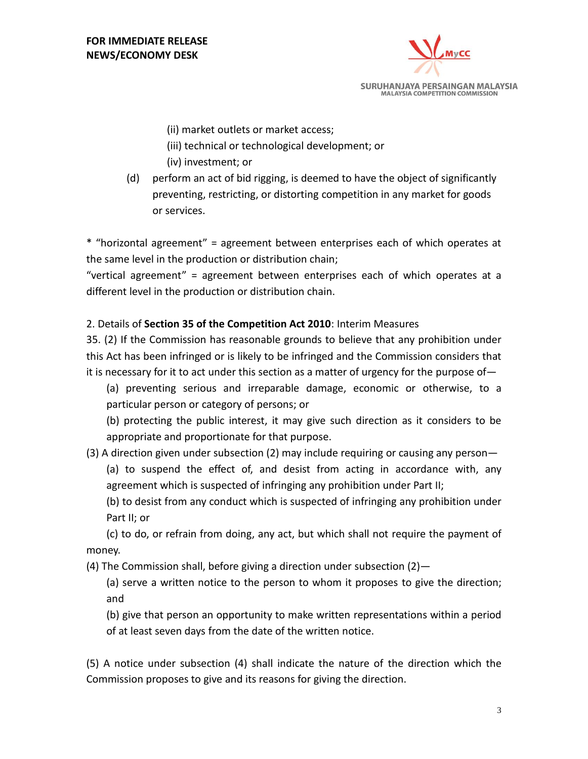(ii) market outlets or market access;

(iii) technical or technological development; or

(iv) investment; or

(d) perform an act of bid rigging, is deemed to have the object of significantly preventing, restricting, or distorting competition in any market for goods or services.

* "horizontal agreement" = agreement between enterprises each of which operates at the same level in the production or distribution chain;
"vertical agreement" = agreement between enterprises each of which operates at a different level in the production or distribution chain.

2. Details of **Section 35 of the Competition Act 2010**: Interim Measures

35. (2) If the Commission has reasonable grounds to believe that any prohibition under this Act has been infringed or is likely to be infringed and the Commission considers that it is necessary for it to act under this section as a matter of urgency for the purpose of—

(a) preventing serious and irreparable damage, economic or otherwise, to a particular person or category of persons; or

(b) protecting the public interest, it may give such direction as it considers to be appropriate and proportionate for that purpose.

(3) A direction given under subsection (2) may include requiring or causing any person—

(a) to suspend the effect of, and desist from acting in accordance with, any agreement which is suspected of infringing any prohibition under Part II;

(b) to desist from any conduct which is suspected of infringing any prohibition under Part II; or

(c) to do, or refrain from doing, any act, but which shall not require the payment of money.

(4) The Commission shall, before giving a direction under subsection (2)—

(a) serve a written notice to the person to whom it proposes to give the direction; and

(b) give that person an opportunity to make written representations within a period of at least seven days from the date of the written notice.

(5) A notice under subsection (4) shall indicate the nature of the direction which the Commission proposes to give and its reasons for giving the direction.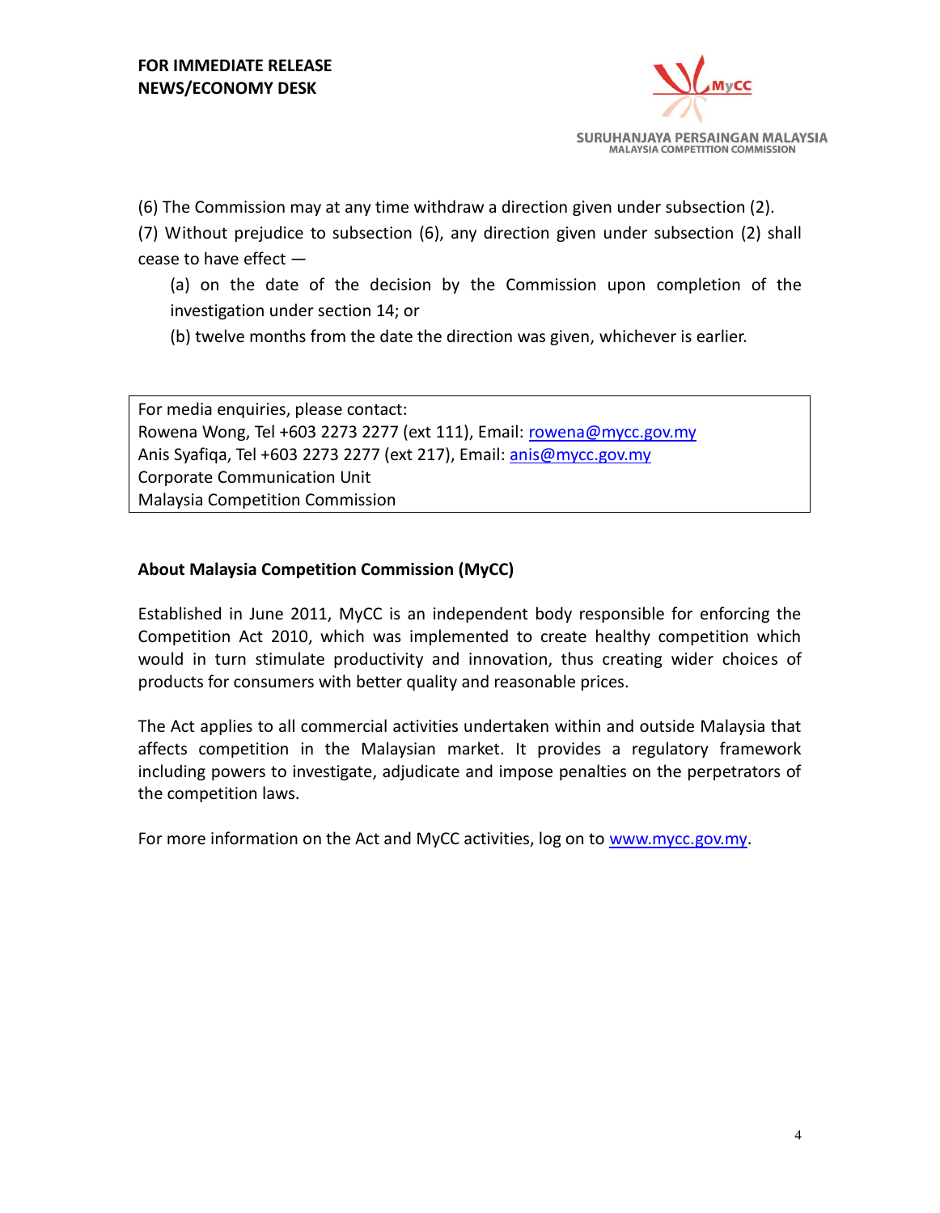(6) The Commission may at any time withdraw a direction given under subsection (2).

(7) Without prejudice to subsection (6), any direction given under subsection (2) shall cease to have effect —

(a) on the date of the decision by the Commission upon completion of the investigation under section 14; or

(b) twelve months from the date the direction was given, whichever is earlier.

For media enquiries, please contact:
Rowena Wong, Tel +603 2273 2277 (ext 111), Email: rowena@mycc.gov.my
Anis Syafiqa, Tel +603 2273 2277 (ext 217), Email: anis@mycc.gov.my
Corporate Communication Unit
Malaysia Competition Commission

**About Malaysia Competition Commission (MyCC)**

Established in June 2011, MyCC is an independent body responsible for enforcing the Competition Act 2010, which was implemented to create healthy competition which would in turn stimulate productivity and innovation, thus creating wider choices of products for consumers with better quality and reasonable prices.

The Act applies to all commercial activities undertaken within and outside Malaysia that affects competition in the Malaysian market. It provides a regulatory framework including powers to investigate, adjudicate and impose penalties on the perpetrators of the competition laws.

For more information on the Act and MyCC activities, log on to www.mycc.gov.my.